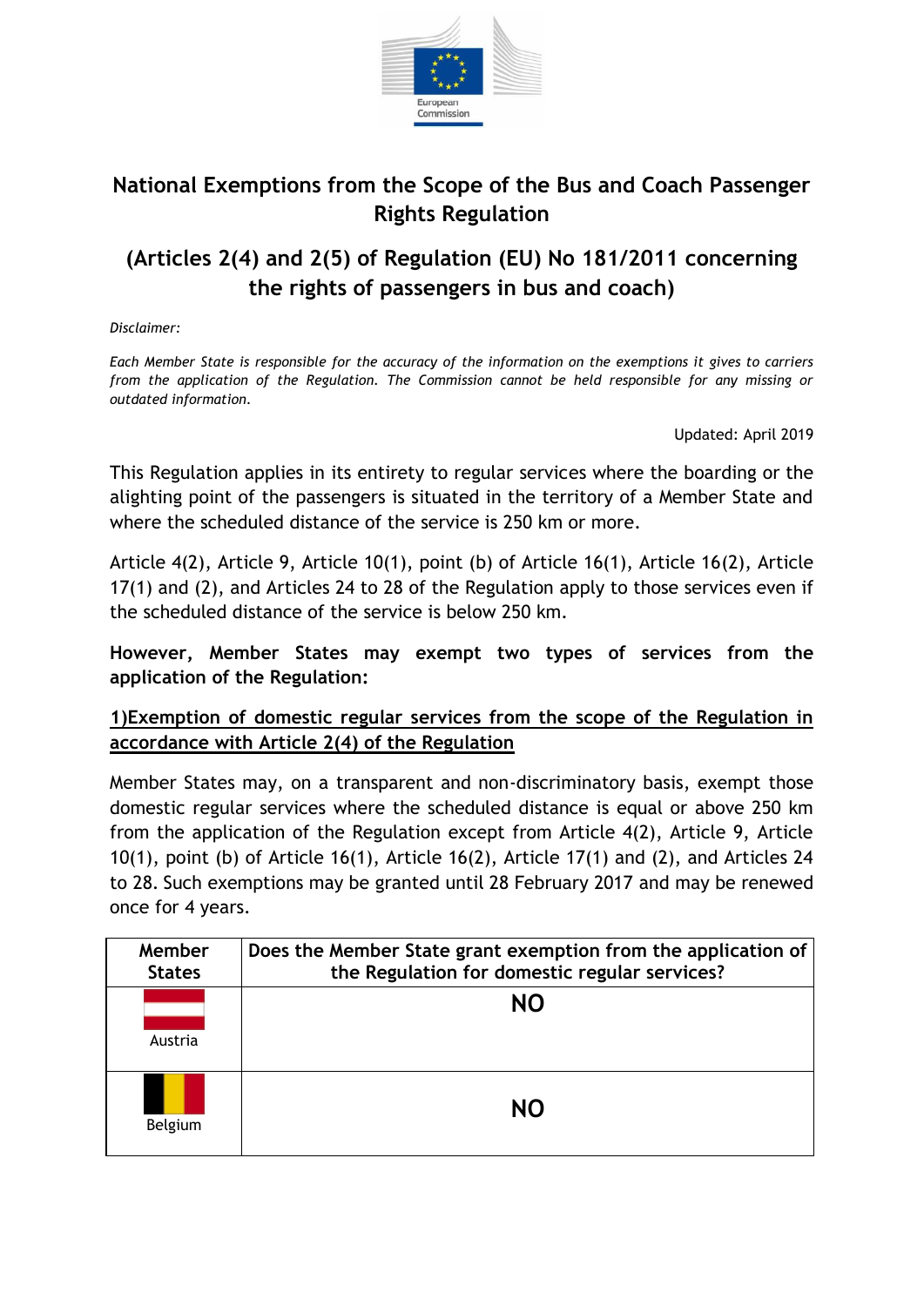# National Exemptions from the Scope of the Bus and Coach Passenger Rights Regulation

## (Articles 2(4) and 2(5) of Regulation (EU) No 181/2011 concerning the rights of passengers in bus and coach)

*Disclaimer:*

*Each Member State is responsible for the accuracy of the information on the exemptions it gives to carriers from the application of the Regulation. The Commission cannot be held responsible for any missing or outdated information.*

Updated: April 2019

This Regulation applies in its entirety to regular services where the boarding or the alighting point of the passengers is situated in the territory of a Member State and where the scheduled distance of the service is 250 km or more.

Article 4(2), Article 9, Article 10(1), point (b) of Article 16(1), Article 16(2), Article 17(1) and (2), and Articles 24 to 28 of the Regulation apply to those services even if the scheduled distance of the service is below 250 km.

**However, Member States may exempt two types of services from the application of the Regulation:**

### 1)Exemption of domestic regular services from the scope of the Regulation in accordance with Article 2(4) of the Regulation

Member States may, on a transparent and non-discriminatory basis, exempt those domestic regular services where the scheduled distance is equal or above 250 km from the application of the Regulation except from Article 4(2), Article 9, Article 10(1), point (b) of Article 16(1), Article 16(2), Article 17(1) and (2), and Articles 24 to 28. Such exemptions may be granted until 28 February 2017 and may be renewed once for 4 years.

| Member States | Does the Member State grant exemption from the application of the Regulation for domestic regular services? |
|---|---|
| Austria | **NO** |
| Belgium | **NO** |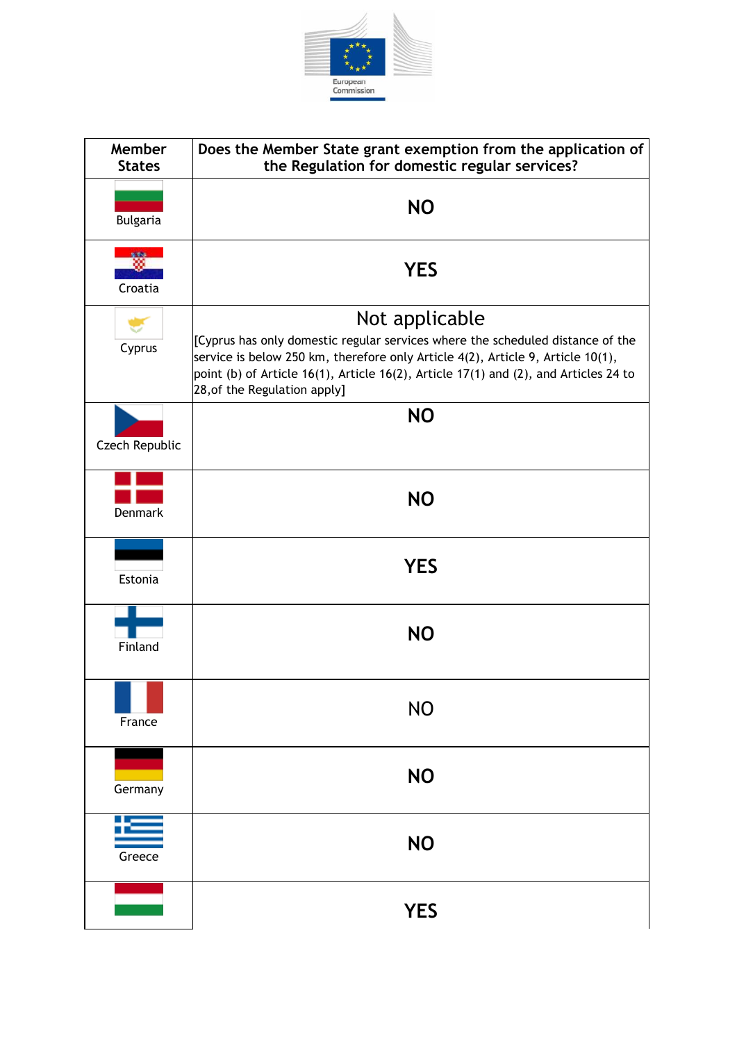| Member States | Does the Member State grant exemption from the application of the Regulation for domestic regular services? |
|---|---|
| Bulgaria | **NO** |
| Croatia | **YES** |
| Cyprus | Not applicable [Cyprus has only domestic regular services where the scheduled distance of the service is below 250 km, therefore only Article 4(2), Article 9, Article 10(1), point (b) of Article 16(1), Article 16(2), Article 17(1) and (2), and Articles 24 to 28,of the Regulation apply] |
| Czech Republic | **NO** |
| Denmark | **NO** |
| Estonia | **YES** |
| Finland | **NO** |
| France | NO |
| Germany | **NO** |
| Greece | **NO** |
| | **YES** |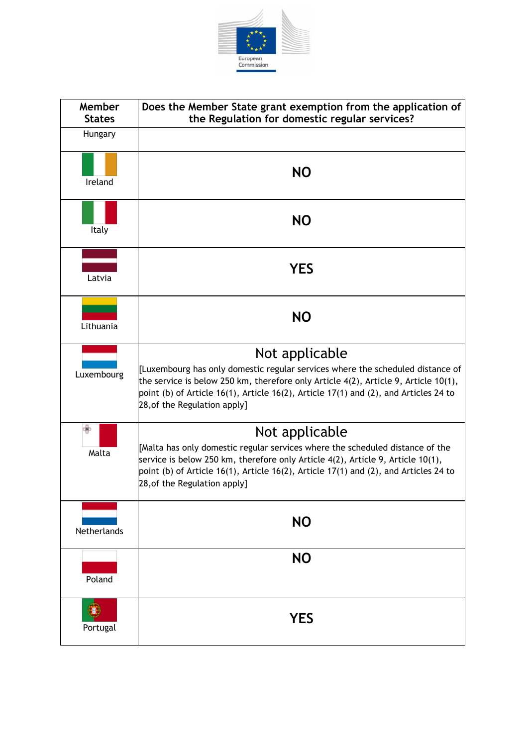| Member States | Does the Member State grant exemption from the application of the Regulation for domestic regular services? |
|---|---|
| Hungary | |
| Ireland | **NO** |
| Italy | **NO** |
| Latvia | **YES** |
| Lithuania | **NO** |
| Luxembourg | Not applicable<br>[Luxembourg has only domestic regular services where the scheduled distance of the service is below 250 km, therefore only Article 4(2), Article 9, Article 10(1), point (b) of Article 16(1), Article 16(2), Article 17(1) and (2), and Articles 24 to 28,of the Regulation apply] |
| Malta | Not applicable<br>[Malta has only domestic regular services where the scheduled distance of the service is below 250 km, therefore only Article 4(2), Article 9, Article 10(1), point (b) of Article 16(1), Article 16(2), Article 17(1) and (2), and Articles 24 to 28,of the Regulation apply] |
| Netherlands | **NO** |
| Poland | **NO** |
| Portugal | **YES** |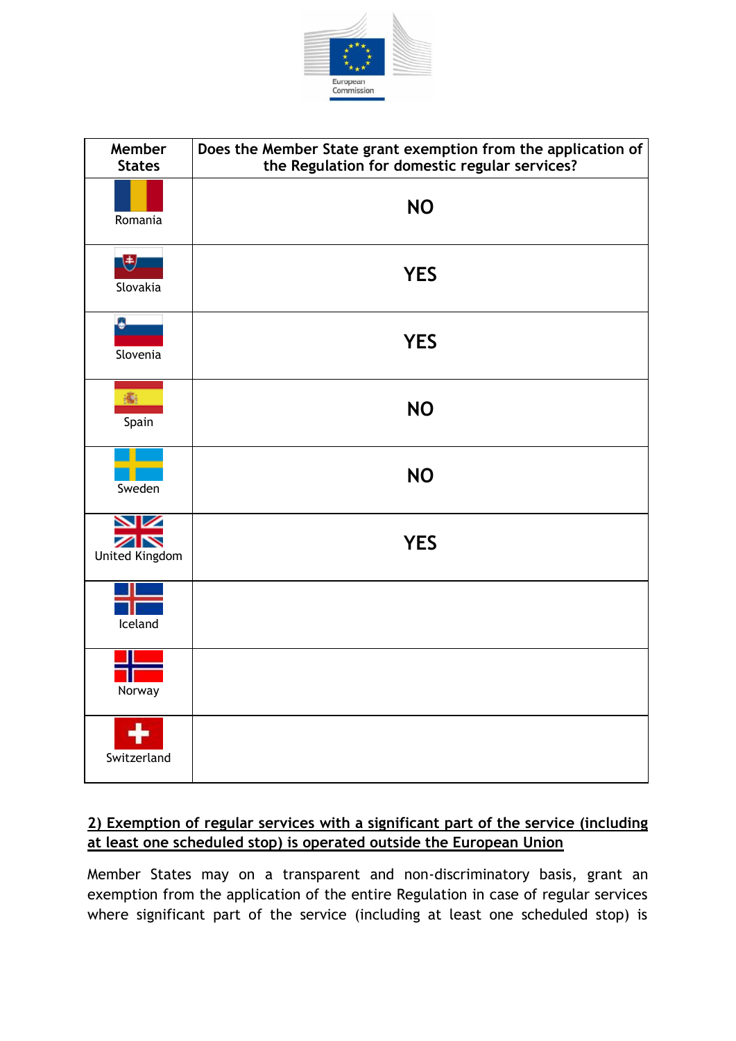| Member States | Does the Member State grant exemption from the application of the Regulation for domestic regular services? |
|---|---|
| Romania | NO |
| Slovakia | YES |
| Slovenia | YES |
| Spain | NO |
| Sweden | NO |
| United Kingdom | YES |
| Iceland | |
| Norway | |
| Switzerland | |

**2) Exemption of regular services with a significant part of the service (including at least one scheduled stop) is operated outside the European Union**

Member States may on a transparent and non-discriminatory basis, grant an exemption from the application of the entire Regulation in case of regular services where significant part of the service (including at least one scheduled stop) is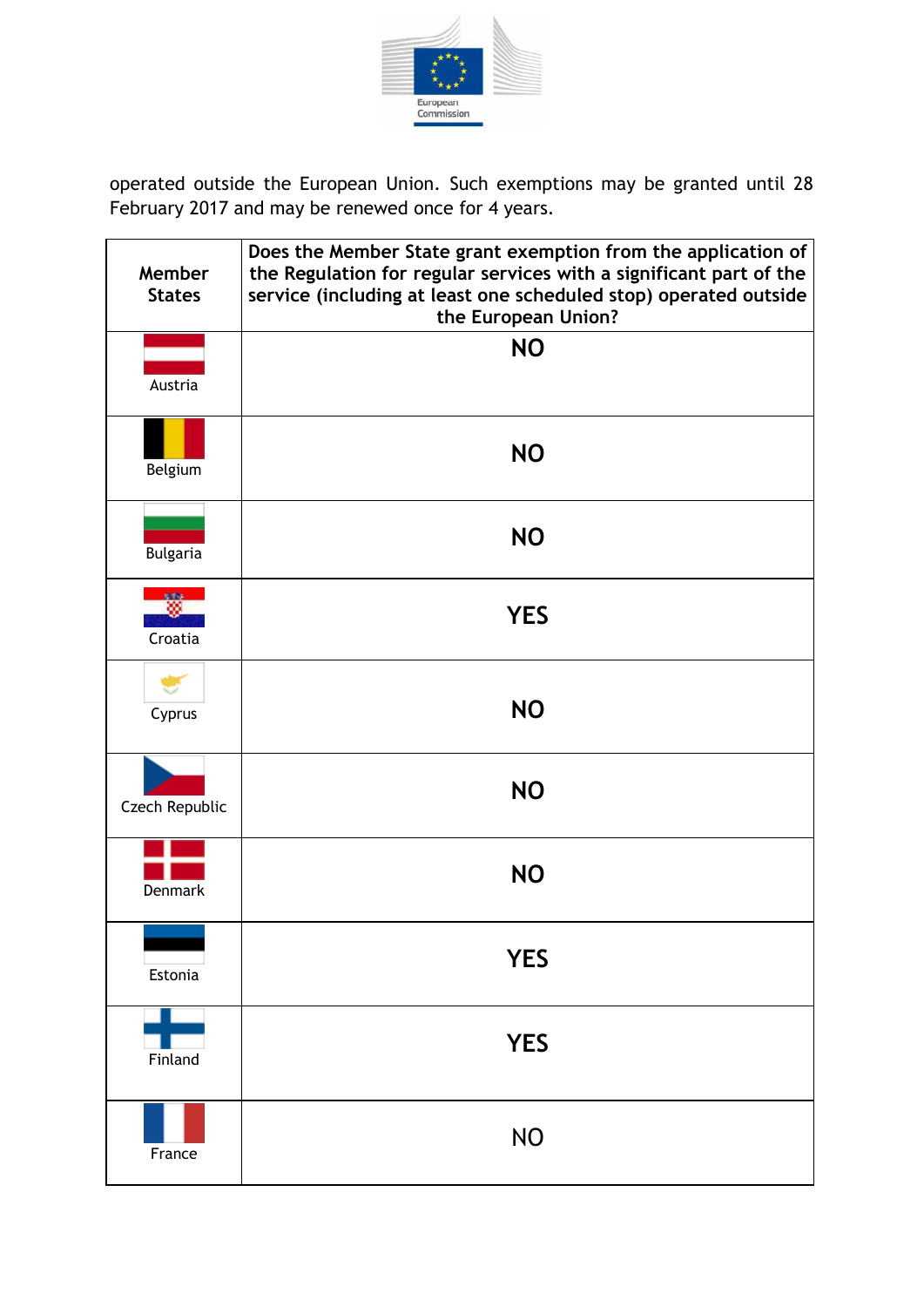operated outside the European Union. Such exemptions may be granted until 28 February 2017 and may be renewed once for 4 years.

| Member States | Does the Member State grant exemption from the application of the Regulation for regular services with a significant part of the service (including at least one scheduled stop) operated outside the European Union? |
|---|---|
| Austria | NO |
| Belgium | NO |
| Bulgaria | NO |
| Croatia | YES |
| Cyprus | NO |
| Czech Republic | NO |
| Denmark | NO |
| Estonia | YES |
| Finland | YES |
| France | NO |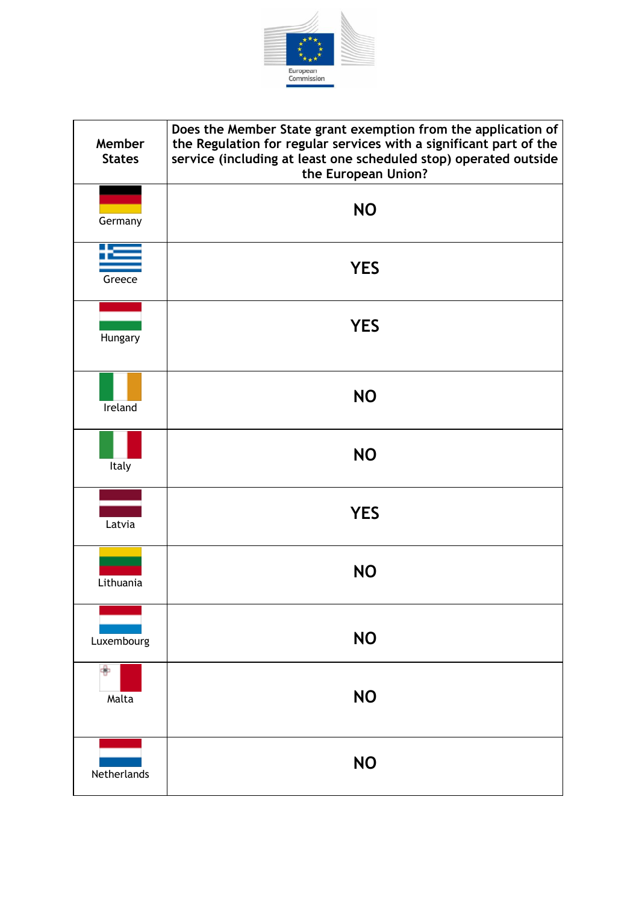| Member States | Does the Member State grant exemption from the application of the Regulation for regular services with a significant part of the service (including at least one scheduled stop) operated outside the European Union? |
|---|---|
| Germany | NO |
| Greece | YES |
| Hungary | YES |
| Ireland | NO |
| Italy | NO |
| Latvia | YES |
| Lithuania | NO |
| Luxembourg | NO |
| Malta | NO |
| Netherlands | NO |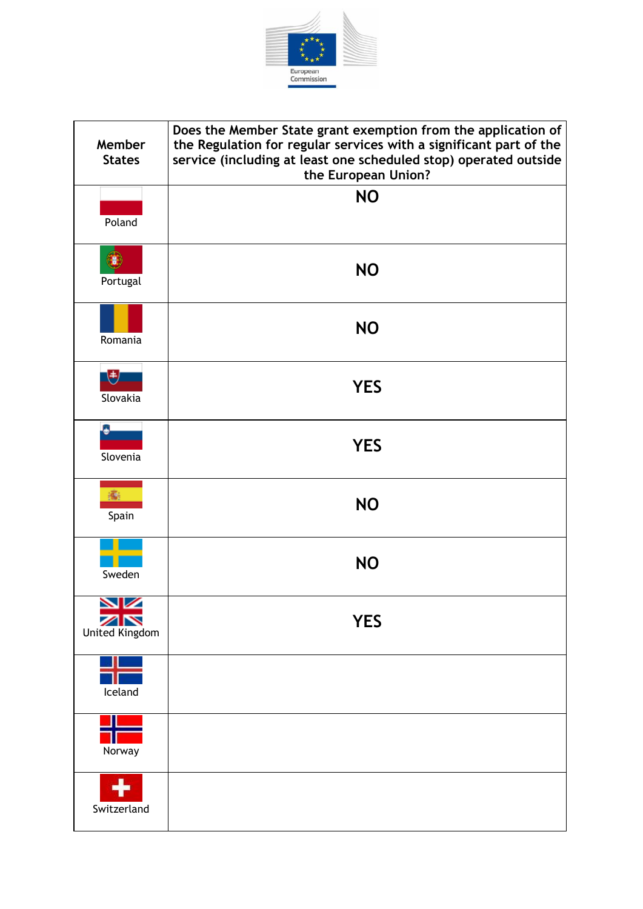| Member States | Does the Member State grant exemption from the application of the Regulation for regular services with a significant part of the service (including at least one scheduled stop) operated outside the European Union? |
| --- | --- |
| Poland | NO |
| Portugal | NO |
| Romania | NO |
| Slovakia | YES |
| Slovenia | YES |
| Spain | NO |
| Sweden | NO |
| United Kingdom | YES |
| Iceland | |
| Norway | |
| Switzerland | |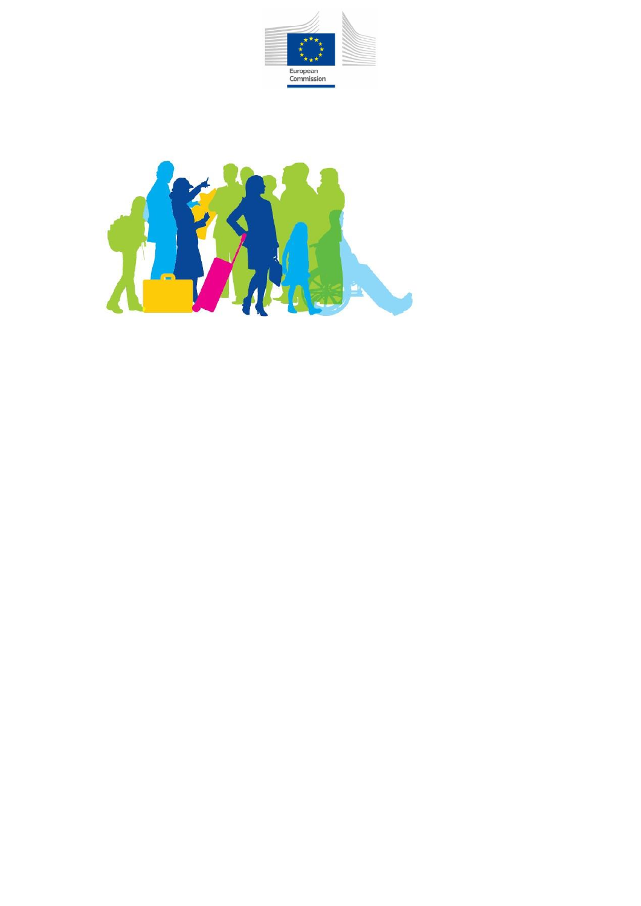European Commission